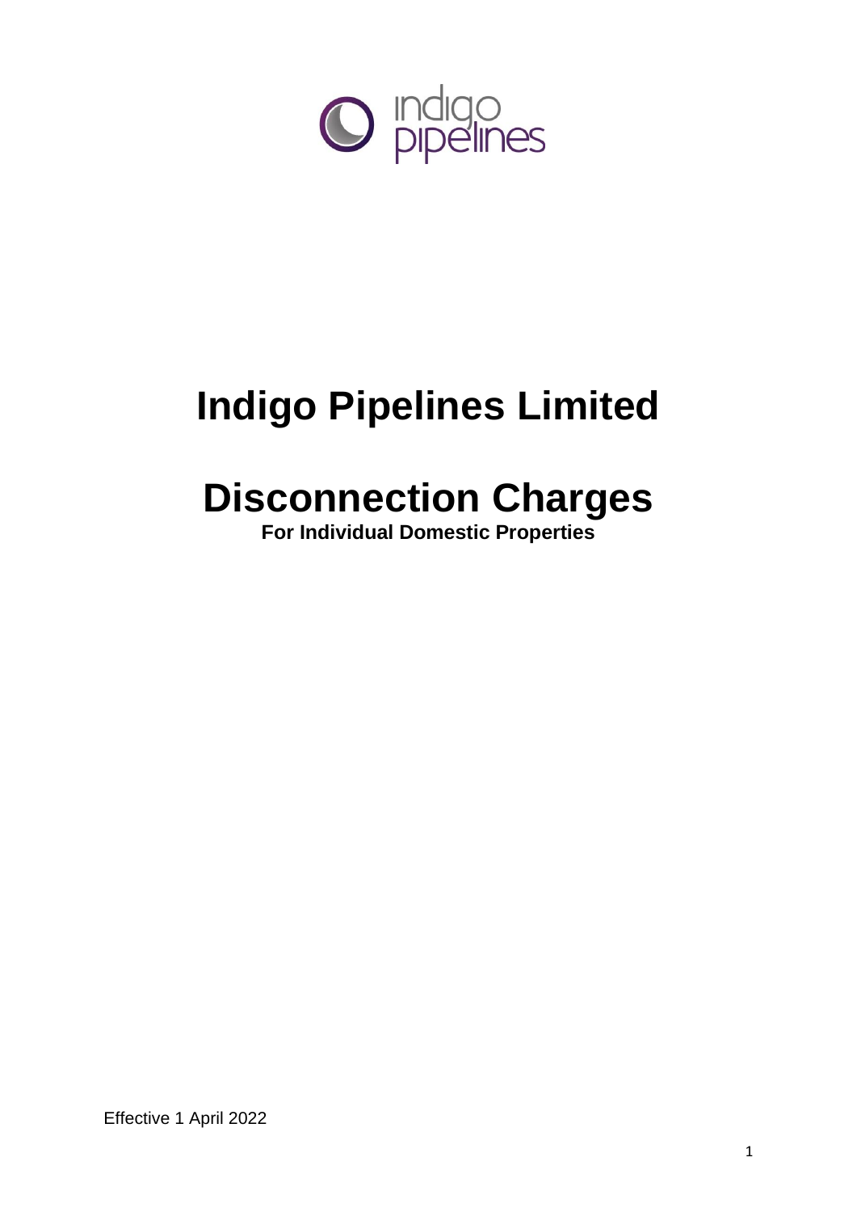# Indigo Pipelines Limited

# Disconnection Charges

**For Individual Domestic Properties**

Effective 1 April 2022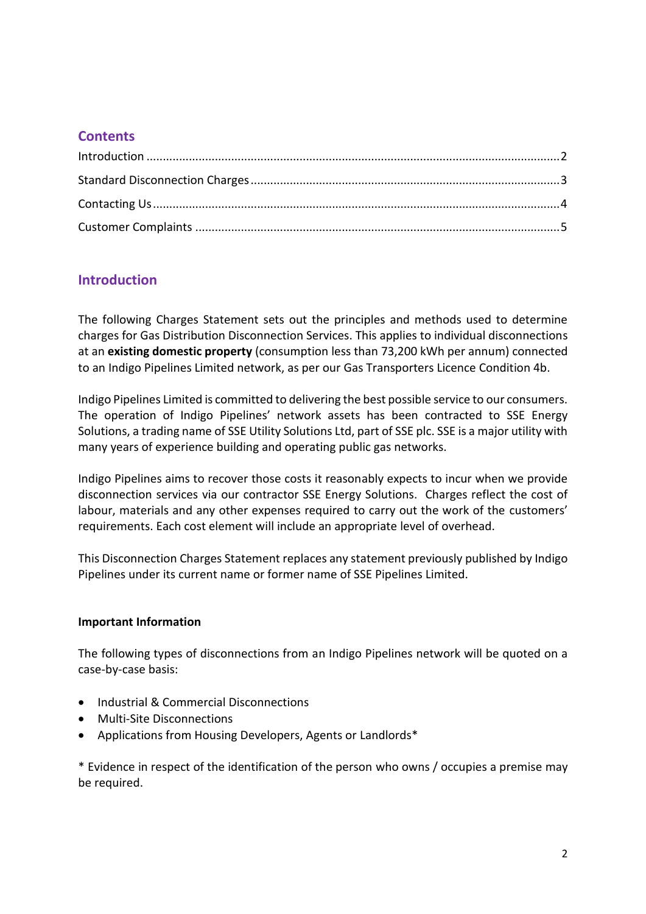## Contents

Introduction ........................................................................................................................2

Standard Disconnection Charges ........................................................................................3

Contacting Us .......................................................................................................................4

Customer Complaints ..........................................................................................................5

## Introduction

The following Charges Statement sets out the principles and methods used to determine charges for Gas Distribution Disconnection Services. This applies to individual disconnections at an **existing domestic property** (consumption less than 73,200 kWh per annum) connected to an Indigo Pipelines Limited network, as per our Gas Transporters Licence Condition 4b.

Indigo Pipelines Limited is committed to delivering the best possible service to our consumers. The operation of Indigo Pipelines' network assets has been contracted to SSE Energy Solutions, a trading name of SSE Utility Solutions Ltd, part of SSE plc. SSE is a major utility with many years of experience building and operating public gas networks.

Indigo Pipelines aims to recover those costs it reasonably expects to incur when we provide disconnection services via our contractor SSE Energy Solutions. Charges reflect the cost of labour, materials and any other expenses required to carry out the work of the customers' requirements. Each cost element will include an appropriate level of overhead.

This Disconnection Charges Statement replaces any statement previously published by Indigo Pipelines under its current name or former name of SSE Pipelines Limited.

**Important Information**

The following types of disconnections from an Indigo Pipelines network will be quoted on a case-by-case basis:

- Industrial & Commercial Disconnections
- Multi-Site Disconnections
- Applications from Housing Developers, Agents or Landlords*

* Evidence in respect of the identification of the person who owns / occupies a premise may be required.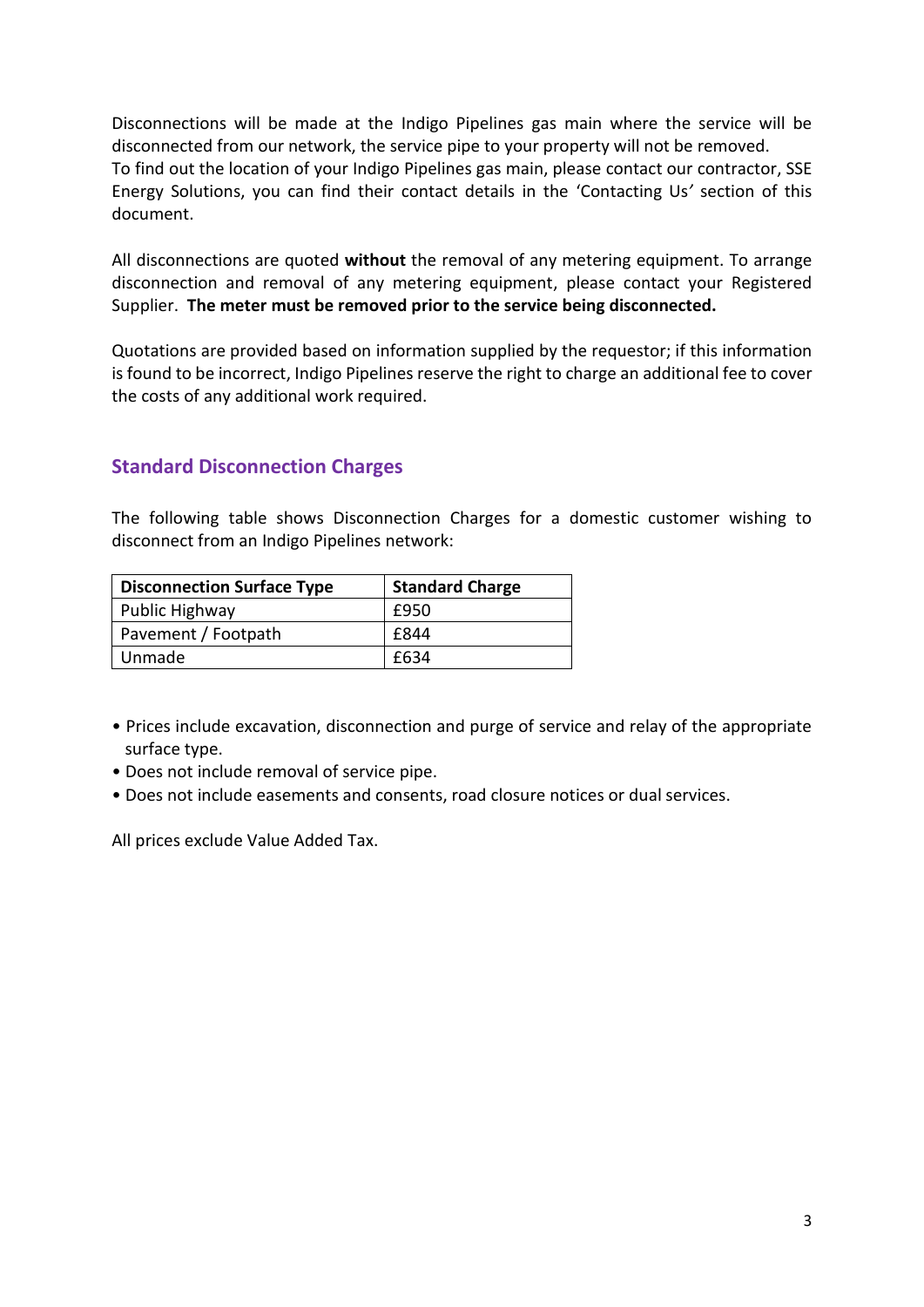Disconnections will be made at the Indigo Pipelines gas main where the service will be disconnected from our network, the service pipe to your property will not be removed.
To find out the location of your Indigo Pipelines gas main, please contact our contractor, SSE Energy Solutions, you can find their contact details in the 'Contacting Us' section of this document.

All disconnections are quoted **without** the removal of any metering equipment. To arrange disconnection and removal of any metering equipment, please contact your Registered Supplier. **The meter must be removed prior to the service being disconnected.**

Quotations are provided based on information supplied by the requestor; if this information is found to be incorrect, Indigo Pipelines reserve the right to charge an additional fee to cover the costs of any additional work required.

## Standard Disconnection Charges

The following table shows Disconnection Charges for a domestic customer wishing to disconnect from an Indigo Pipelines network:

| Disconnection Surface Type | Standard Charge |
| --- | --- |
| Public Highway | £950 |
| Pavement / Footpath | £844 |
| Unmade | £634 |

- Prices include excavation, disconnection and purge of service and relay of the appropriate surface type.
- Does not include removal of service pipe.
- Does not include easements and consents, road closure notices or dual services.

All prices exclude Value Added Tax.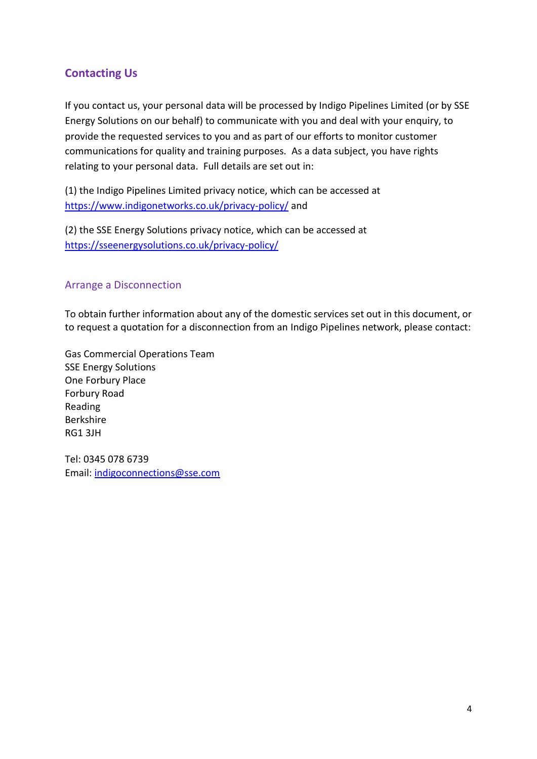## Contacting Us

If you contact us, your personal data will be processed by Indigo Pipelines Limited (or by SSE Energy Solutions on our behalf) to communicate with you and deal with your enquiry, to provide the requested services to you and as part of our efforts to monitor customer communications for quality and training purposes. As a data subject, you have rights relating to your personal data. Full details are set out in:

(1) the Indigo Pipelines Limited privacy notice, which can be accessed at https://www.indigonetworks.co.uk/privacy-policy/ and

(2) the SSE Energy Solutions privacy notice, which can be accessed at https://sseenergysolutions.co.uk/privacy-policy/

### Arrange a Disconnection

To obtain further information about any of the domestic services set out in this document, or to request a quotation for a disconnection from an Indigo Pipelines network, please contact:

Gas Commercial Operations Team
SSE Energy Solutions
One Forbury Place
Forbury Road
Reading
Berkshire
RG1 3JH

Tel: 0345 078 6739
Email: indigoconnections@sse.com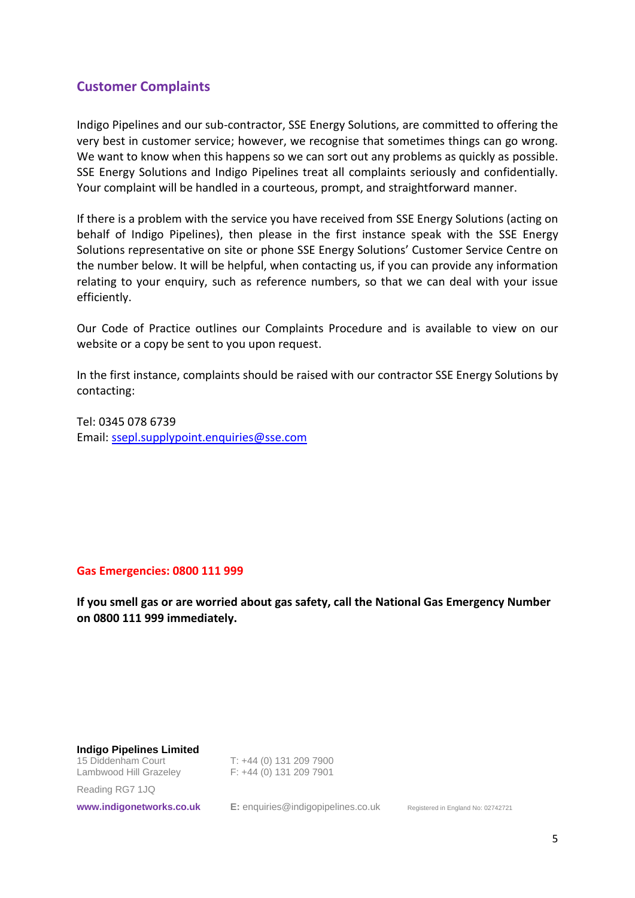## Customer Complaints

Indigo Pipelines and our sub-contractor, SSE Energy Solutions, are committed to offering the very best in customer service; however, we recognise that sometimes things can go wrong. We want to know when this happens so we can sort out any problems as quickly as possible. SSE Energy Solutions and Indigo Pipelines treat all complaints seriously and confidentially. Your complaint will be handled in a courteous, prompt, and straightforward manner.

If there is a problem with the service you have received from SSE Energy Solutions (acting on behalf of Indigo Pipelines), then please in the first instance speak with the SSE Energy Solutions representative on site or phone SSE Energy Solutions' Customer Service Centre on the number below. It will be helpful, when contacting us, if you can provide any information relating to your enquiry, such as reference numbers, so that we can deal with your issue efficiently.

Our Code of Practice outlines our Complaints Procedure and is available to view on our website or a copy be sent to you upon request.

In the first instance, complaints should be raised with our contractor SSE Energy Solutions by contacting:

Tel: 0345 078 6739
Email: ssepl.supplypoint.enquiries@sse.com

**Gas Emergencies: 0800 111 999**

**If you smell gas or are worried about gas safety, call the National Gas Emergency Number on 0800 111 999 immediately.**

**Indigo Pipelines Limited**
15 Diddenham Court
Lambwood Hill Grazeley
Reading RG7 1JQ

T: +44 (0) 131 209 7900
F: +44 (0) 131 209 7901

**www.indigonetworks.co.uk**

**E:** enquiries@indigopipelines.co.uk

Registered in England No: 02742721